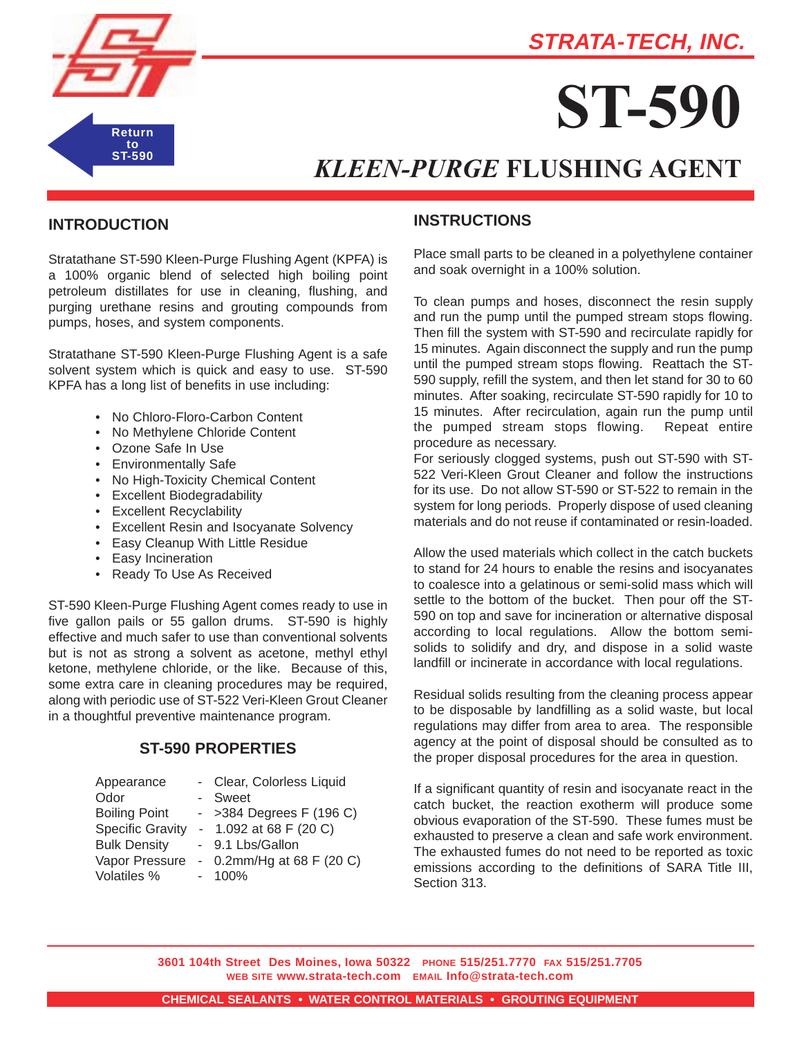# STRATA-TECH, INC.

Return to ST-590

# ST-590

## *KLEEN-PURGE* FLUSHING AGENT

## INTRODUCTION

Stratathane ST-590 Kleen-Purge Flushing Agent (KPFA) is a 100% organic blend of selected high boiling point petroleum distillates for use in cleaning, flushing, and purging urethane resins and grouting compounds from pumps, hoses, and system components.

Stratathane ST-590 Kleen-Purge Flushing Agent is a safe solvent system which is quick and easy to use. ST-590 KPFA has a long list of benefits in use including:

- No Chloro-Floro-Carbon Content
- No Methylene Chloride Content
- Ozone Safe In Use
- Environmentally Safe
- No High-Toxicity Chemical Content
- Excellent Biodegradability
- Excellent Recyclability
- Excellent Resin and Isocyanate Solvency
- Easy Cleanup With Little Residue
- Easy Incineration
- Ready To Use As Received

ST-590 Kleen-Purge Flushing Agent comes ready to use in five gallon pails or 55 gallon drums. ST-590 is highly effective and much safer to use than conventional solvents but is not as strong a solvent as acetone, methyl ethyl ketone, methylene chloride, or the like. Because of this, some extra care in cleaning procedures may be required, along with periodic use of ST-522 Veri-Kleen Grout Cleaner in a thoughtful preventive maintenance program.

### ST-590 PROPERTIES

| Property | Value |
|---|---|
| Appearance | Clear, Colorless Liquid |
| Odor | Sweet |
| Boiling Point | >384 Degrees F (196 C) |
| Specific Gravity | 1.092 at 68 F (20 C) |
| Bulk Density | 9.1 Lbs/Gallon |
| Vapor Pressure | 0.2mm/Hg at 68 F (20 C) |
| Volatiles % | 100% |

## INSTRUCTIONS

Place small parts to be cleaned in a polyethylene container and soak overnight in a 100% solution.

To clean pumps and hoses, disconnect the resin supply and run the pump until the pumped stream stops flowing. Then fill the system with ST-590 and recirculate rapidly for 15 minutes. Again disconnect the supply and run the pump until the pumped stream stops flowing. Reattach the ST-590 supply, refill the system, and then let stand for 30 to 60 minutes. After soaking, recirculate ST-590 rapidly for 10 to 15 minutes. After recirculation, again run the pump until the pumped stream stops flowing. Repeat entire procedure as necessary.
For seriously clogged systems, push out ST-590 with ST-522 Veri-Kleen Grout Cleaner and follow the instructions for its use. Do not allow ST-590 or ST-522 to remain in the system for long periods. Properly dispose of used cleaning materials and do not reuse if contaminated or resin-loaded.

Allow the used materials which collect in the catch buckets to stand for 24 hours to enable the resins and isocyanates to coalesce into a gelatinous or semi-solid mass which will settle to the bottom of the bucket. Then pour off the ST-590 on top and save for incineration or alternative disposal according to local regulations. Allow the bottom semi-solids to solidify and dry, and dispose in a solid waste landfill or incinerate in accordance with local regulations.

Residual solids resulting from the cleaning process appear to be disposable by landfilling as a solid waste, but local regulations may differ from area to area. The responsible agency at the point of disposal should be consulted as to the proper disposal procedures for the area in question.

If a significant quantity of resin and isocyanate react in the catch bucket, the reaction exotherm will produce some obvious evaporation of the ST-590. These fumes must be exhausted to preserve a clean and safe work environment. The exhausted fumes do not need to be reported as toxic emissions according to the definitions of SARA Title III, Section 313.

3601 104th Street Des Moines, Iowa 50322 PHONE 515/251.7770 FAX 515/251.7705
WEB SITE www.strata-tech.com EMAIL Info@strata-tech.com

CHEMICAL SEALANTS • WATER CONTROL MATERIALS • GROUTING EQUIPMENT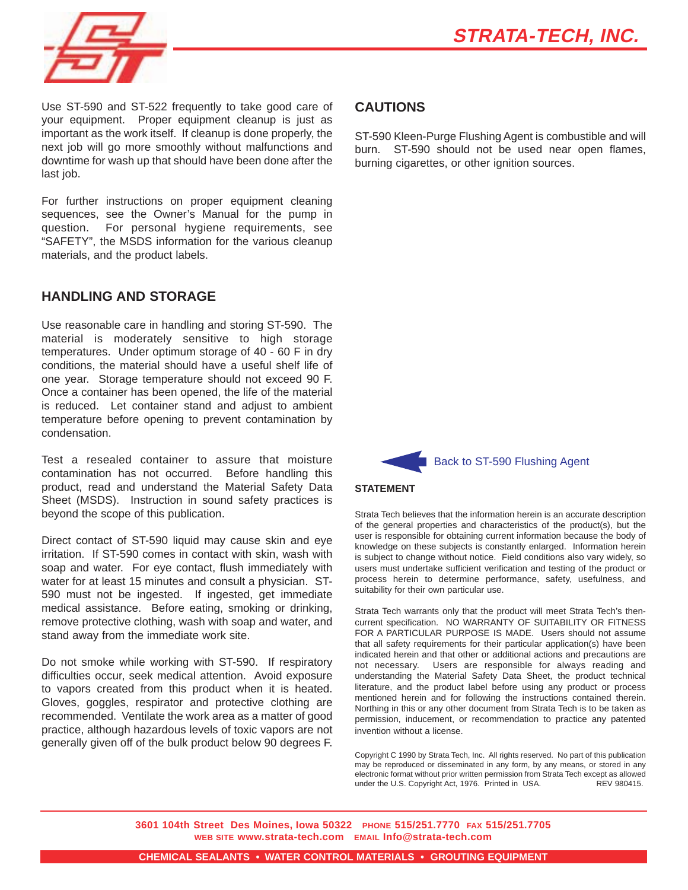Use ST-590 and ST-522 frequently to take good care of your equipment. Proper equipment cleanup is just as important as the work itself. If cleanup is done properly, the next job will go more smoothly without malfunctions and downtime for wash up that should have been done after the last job.

For further instructions on proper equipment cleaning sequences, see the Owner's Manual for the pump in question. For personal hygiene requirements, see "SAFETY", the MSDS information for the various cleanup materials, and the product labels.

## HANDLING AND STORAGE

Use reasonable care in handling and storing ST-590. The material is moderately sensitive to high storage temperatures. Under optimum storage of 40 - 60 F in dry conditions, the material should have a useful shelf life of one year. Storage temperature should not exceed 90 F. Once a container has been opened, the life of the material is reduced. Let container stand and adjust to ambient temperature before opening to prevent contamination by condensation.

Test a resealed container to assure that moisture contamination has not occurred. Before handling this product, read and understand the Material Safety Data Sheet (MSDS). Instruction in sound safety practices is beyond the scope of this publication.

Direct contact of ST-590 liquid may cause skin and eye irritation. If ST-590 comes in contact with skin, wash with soap and water. For eye contact, flush immediately with water for at least 15 minutes and consult a physician. ST-590 must not be ingested. If ingested, get immediate medical assistance. Before eating, smoking or drinking, remove protective clothing, wash with soap and water, and stand away from the immediate work site.

Do not smoke while working with ST-590. If respiratory difficulties occur, seek medical attention. Avoid exposure to vapors created from this product when it is heated. Gloves, goggles, respirator and protective clothing are recommended. Ventilate the work area as a matter of good practice, although hazardous levels of toxic vapors are not generally given off of the bulk product below 90 degrees F.

## CAUTIONS

ST-590 Kleen-Purge Flushing Agent is combustible and will burn. ST-590 should not be used near open flames, burning cigarettes, or other ignition sources.

Back to ST-590 Flushing Agent

**STATEMENT**

Strata Tech believes that the information herein is an accurate description of the general properties and characteristics of the product(s), but the user is responsible for obtaining current information because the body of knowledge on these subjects is constantly enlarged. Information herein is subject to change without notice. Field conditions also vary widely, so users must undertake sufficient verification and testing of the product or process herein to determine performance, safety, usefulness, and suitability for their own particular use.

Strata Tech warrants only that the product will meet Strata Tech's then-current specification. NO WARRANTY OF SUITABILITY OR FITNESS FOR A PARTICULAR PURPOSE IS MADE. Users should not assume that all safety requirements for their particular application(s) have been indicated herein and that other or additional actions and precautions are not necessary. Users are responsible for always reading and understanding the Material Safety Data Sheet, the product technical literature, and the product label before using any product or process mentioned herein and for following the instructions contained therein. Northing in this or any other document from Strata Tech is to be taken as permission, inducement, or recommendation to practice any patented invention without a license.

Copyright C 1990 by Strata Tech, Inc. All rights reserved. No part of this publication may be reproduced or disseminated in any form, by any means, or stored in any electronic format without prior written permission from Strata Tech except as allowed under the U.S. Copyright Act, 1976. Printed in USA. REV 980415.

**3601 104th Street Des Moines, Iowa 50322 PHONE 515/251.7770 FAX 515/251.7705**
**WEB SITE www.strata-tech.com EMAIL Info@strata-tech.com**

**CHEMICAL SEALANTS • WATER CONTROL MATERIALS • GROUTING EQUIPMENT**